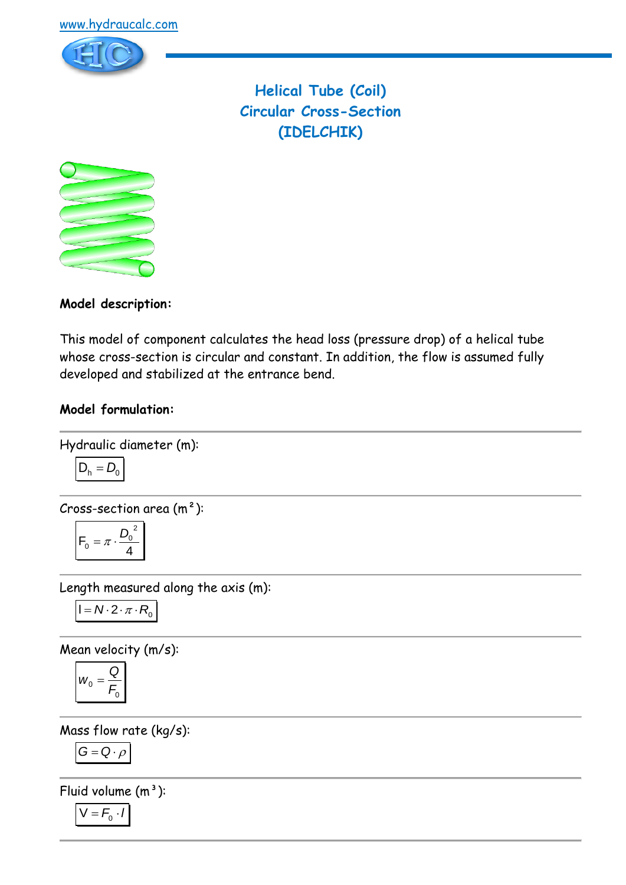www.hydraucalc.com

# Helical Tube (Coil)
# Circular Cross-Section
# (IDELCHIK)

**Model description:**

This model of component calculates the head loss (pressure drop) of a helical tube whose cross-section is circular and constant. In addition, the flow is assumed fully developed and stabilized at the entrance bend.

**Model formulation:**

Hydraulic diameter (m):

$$D_h = D_0$$

Cross-section area (m²):

$$F_0 = \pi \cdot \frac{D_0^{\ 2}}{4}$$

Length measured along the axis (m):

$$l = N \cdot 2 \cdot \pi \cdot R_0$$

Mean velocity (m/s):

$$w_0 = \frac{Q}{F_0}$$

Mass flow rate (kg/s):

$$G = Q \cdot \rho$$

Fluid volume (m³):

$$V = F_0 \cdot l$$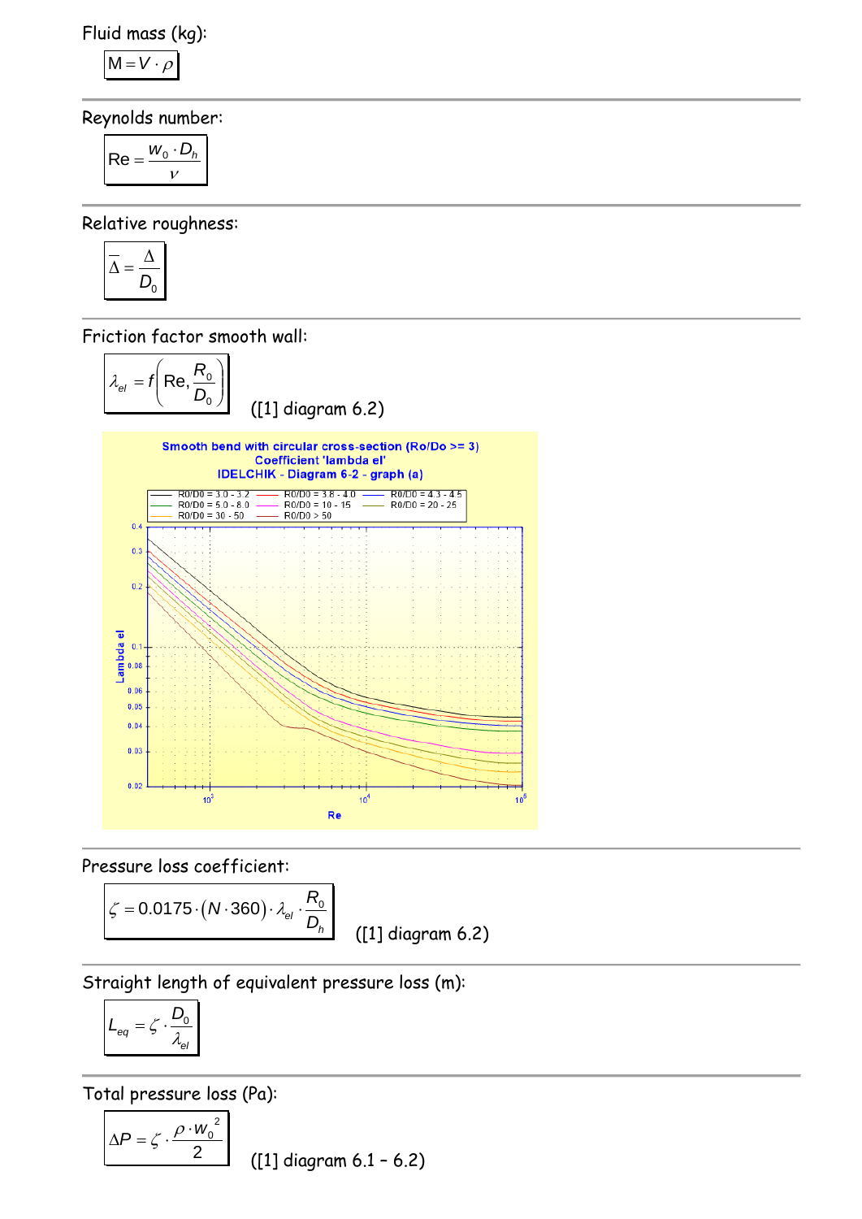Fluid mass (kg):

$$M = V \cdot \rho$$

Reynolds number:

$$\text{Re} = \frac{w_0 \cdot D_h}{\nu}$$

Relative roughness:

$$\overline{\Delta} = \frac{\Delta}{D_0}$$

Friction factor smooth wall:

$$\lambda_{el} = f\left(\text{Re}, \frac{R_0}{D_0}\right)$$

([1] diagram 6.2)

Pressure loss coefficient:

$$\zeta = 0.0175 \cdot (N \cdot 360) \cdot \lambda_{el} \cdot \frac{R_0}{D_h}$$

([1] diagram 6.2)

Straight length of equivalent pressure loss (m):

$$L_{eq} = \zeta \cdot \frac{D_0}{\lambda_{el}}$$

Total pressure loss (Pa):

$$\Delta P = \zeta \cdot \frac{\rho \cdot w_0^{\ 2}}{2}$$

([1] diagram 6.1 – 6.2)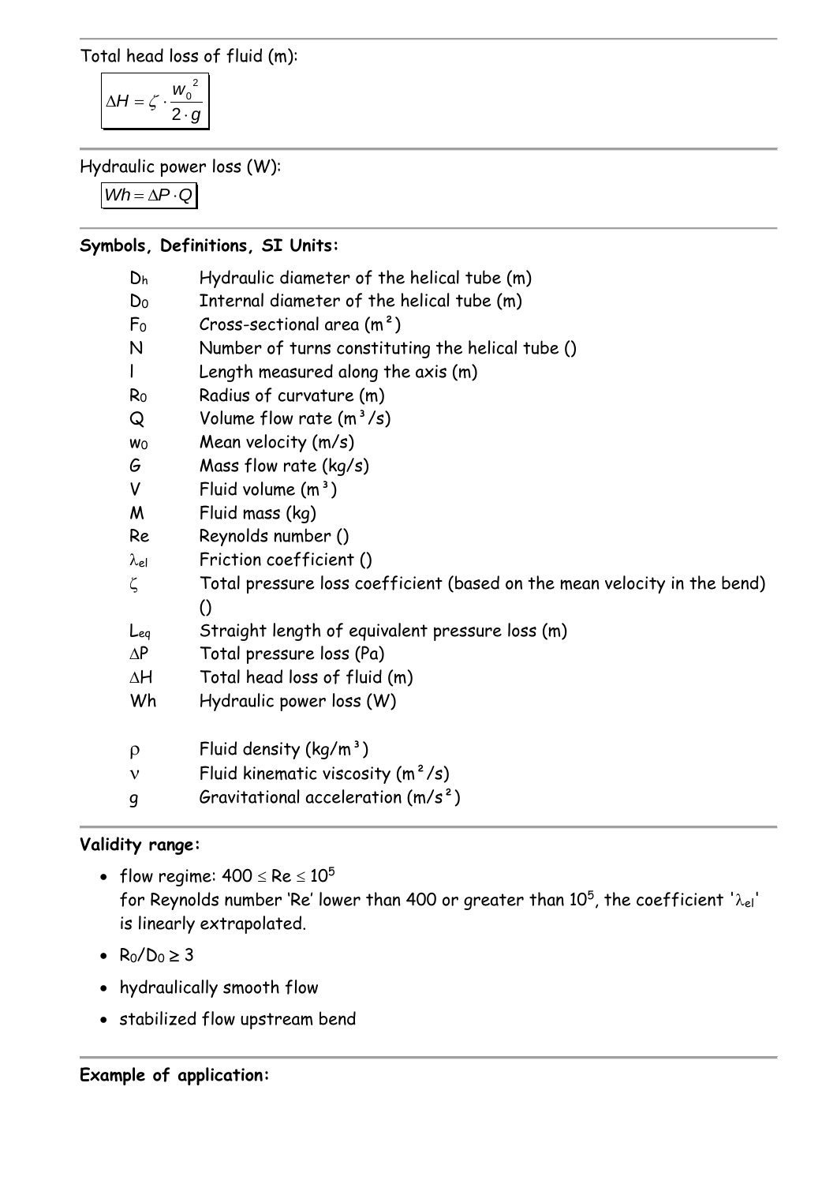Total head loss of fluid (m):

$$\Delta H = \zeta \cdot \frac{w_0^2}{2 \cdot g}$$

Hydraulic power loss (W):

$$Wh = \Delta P \cdot Q$$

**Symbols, Definitions, SI Units:**

- $D_h$ Hydraulic diameter of the helical tube (m)
- $D_0$ Internal diameter of the helical tube (m)
- $F_0$ Cross-sectional area (m²)
- $N$ Number of turns constituting the helical tube ()
- $l$ Length measured along the axis (m)
- $R_0$ Radius of curvature (m)
- $Q$ Volume flow rate (m³/s)
- $w_0$ Mean velocity (m/s)
- $G$ Mass flow rate (kg/s)
- $V$ Fluid volume (m³)
- $M$ Fluid mass (kg)
- $Re$ Reynolds number ()
- $\lambda_{el}$ Friction coefficient ()
- $\zeta$ Total pressure loss coefficient (based on the mean velocity in the bend) ()
- $L_{eq}$ Straight length of equivalent pressure loss (m)
- $\Delta P$ Total pressure loss (Pa)
- $\Delta H$ Total head loss of fluid (m)
- $Wh$ Hydraulic power loss (W)

- $\rho$ Fluid density (kg/m³)
- $\nu$ Fluid kinematic viscosity (m²/s)
- $g$ Gravitational acceleration (m/s²)

**Validity range:**

- flow regime: $400 \le Re \le 10^5$
  for Reynolds number 'Re' lower than 400 or greater than $10^5$, the coefficient '$\lambda_{el}$' is linearly extrapolated.
- $R_0/D_0 \ge 3$
- hydraulically smooth flow
- stabilized flow upstream bend

**Example of application:**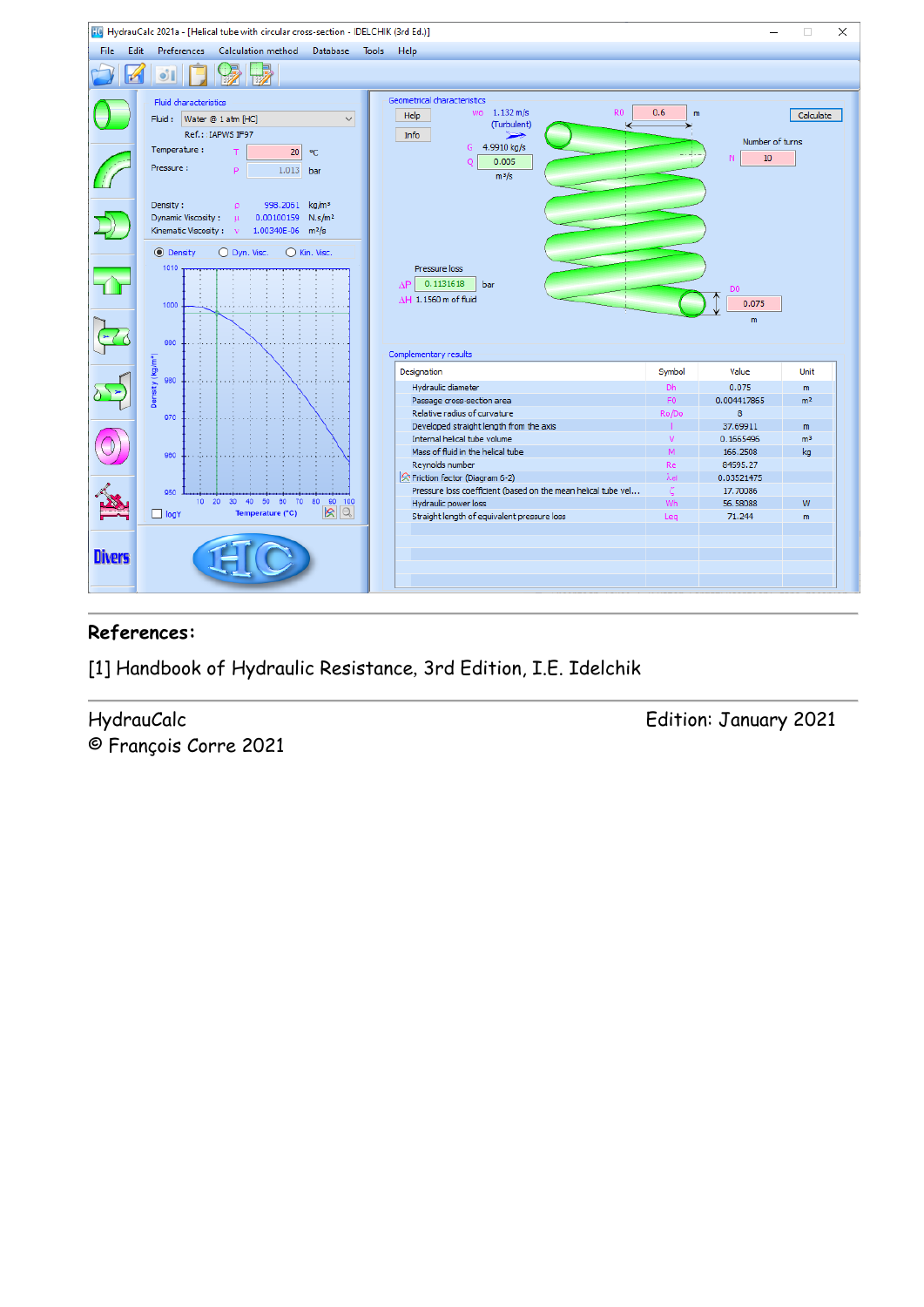## References:

[1] Handbook of Hydraulic Resistance, 3rd Edition, I.E. Idelchik

HydrauCalc
© François Corre 2021

Edition: January 2021